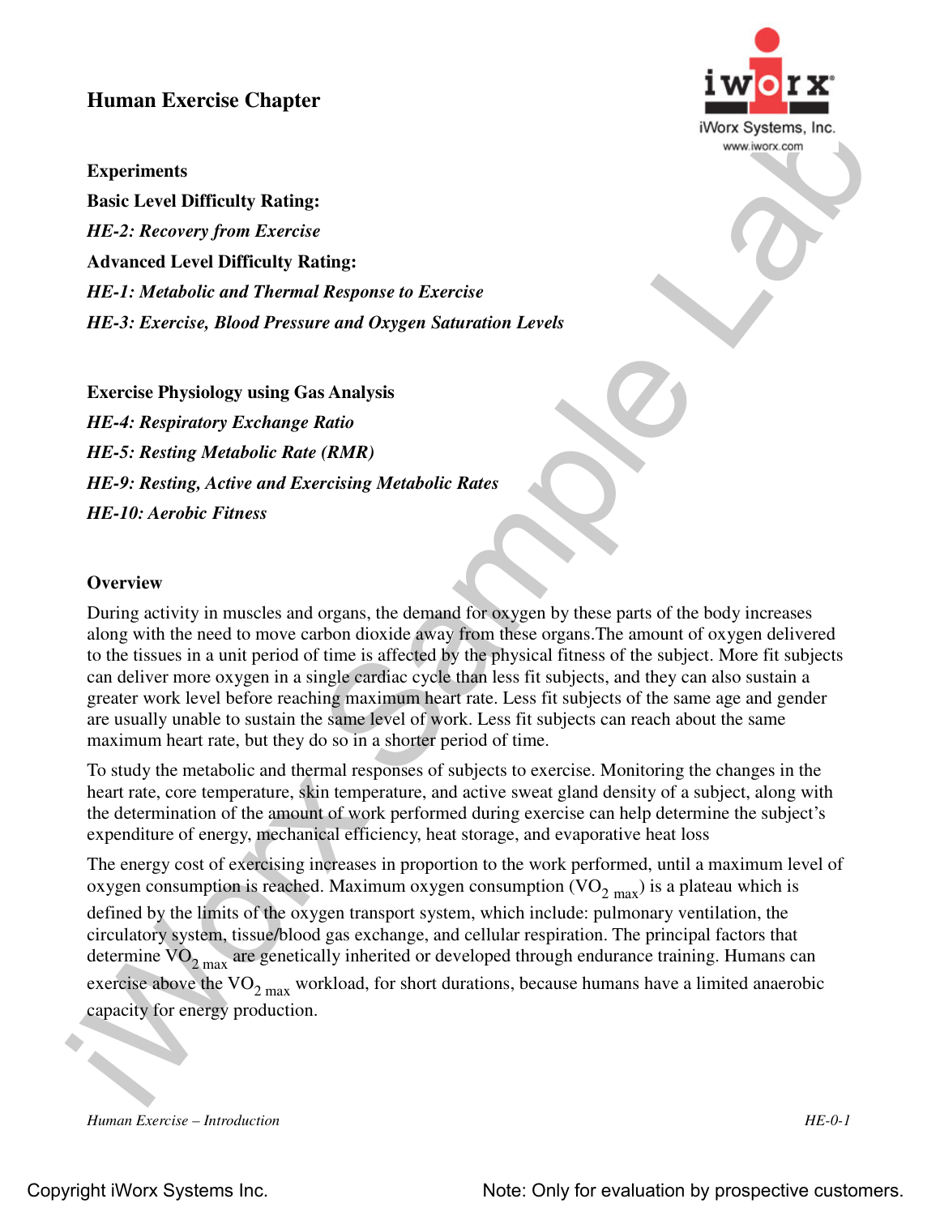# Human Exercise Chapter

**Experiments**

**Basic Level Difficulty Rating:**

*HE-2: Recovery from Exercise*

**Advanced Level Difficulty Rating:**

*HE-1: Metabolic and Thermal Response to Exercise*

*HE-3: Exercise, Blood Pressure and Oxygen Saturation Levels*

**Exercise Physiology using Gas Analysis**

*HE-4: Respiratory Exchange Ratio*

*HE-5: Resting Metabolic Rate (RMR)*

*HE-9: Resting, Active and Exercising Metabolic Rates*

*HE-10: Aerobic Fitness*

## Overview

During activity in muscles and organs, the demand for oxygen by these parts of the body increases along with the need to move carbon dioxide away from these organs.The amount of oxygen delivered to the tissues in a unit period of time is affected by the physical fitness of the subject. More fit subjects can deliver more oxygen in a single cardiac cycle than less fit subjects, and they can also sustain a greater work level before reaching maximum heart rate. Less fit subjects of the same age and gender are usually unable to sustain the same level of work. Less fit subjects can reach about the same maximum heart rate, but they do so in a shorter period of time.

To study the metabolic and thermal responses of subjects to exercise. Monitoring the changes in the heart rate, core temperature, skin temperature, and active sweat gland density of a subject, along with the determination of the amount of work performed during exercise can help determine the subject's expenditure of energy, mechanical efficiency, heat storage, and evaporative heat loss

The energy cost of exercising increases in proportion to the work performed, until a maximum level of oxygen consumption is reached. Maximum oxygen consumption ($VO_{2\ max}$) is a plateau which is defined by the limits of the oxygen transport system, which include: pulmonary ventilation, the circulatory system, tissue/blood gas exchange, and cellular respiration. The principal factors that determine $VO_{2\ max}$ are genetically inherited or developed through endurance training. Humans can exercise above the $VO_{2\ max}$ workload, for short durations, because humans have a limited anaerobic capacity for energy production.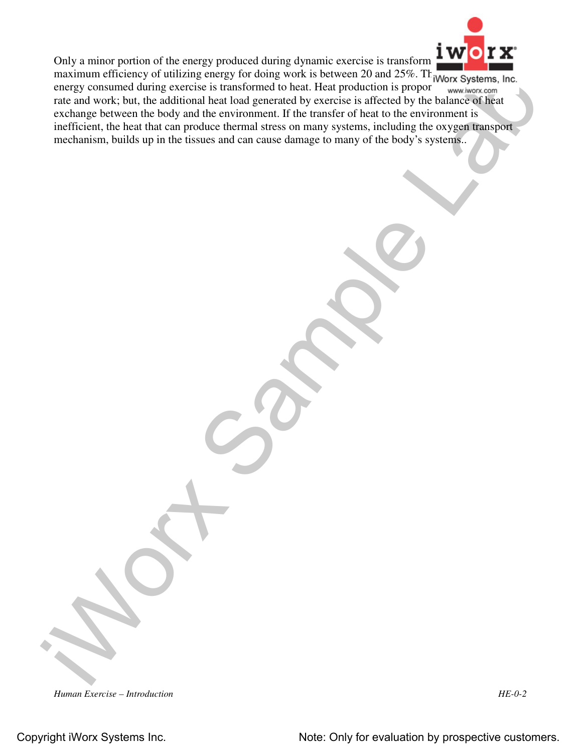Only a minor portion of the energy produced during dynamic exercise is transform maximum efficiency of utilizing energy for doing work is between 20 and 25%. Th energy consumed during exercise is transformed to heat. Heat production is propor rate and work; but, the additional heat load generated by exercise is affected by the balance of heat exchange between the body and the environment. If the transfer of heat to the environment is inefficient, the heat that can produce thermal stress on many systems, including the oxygen transport mechanism, builds up in the tissues and can cause damage to many of the body's systems..